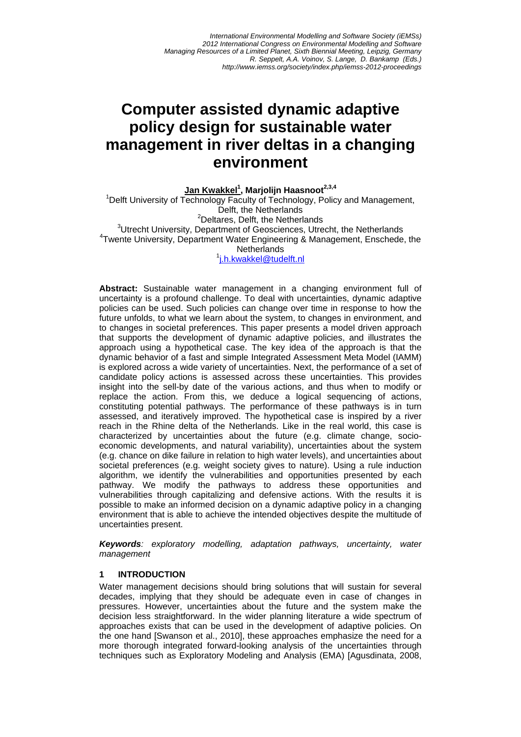# Computer assisted dynamic adaptive policy design for sustainable water management in river deltas in a changing environment

**Jan Kwakkel[1], Marjolijn Haasnoot[2,3,4]**

[1]Delft University of Technology Faculty of Technology, Policy and Management, Delft, the Netherlands
[2]Deltares, Delft, the Netherlands
[3]Utrecht University, Department of Geosciences, Utrecht, the Netherlands
[4]Twente University, Department Water Engineering & Management, Enschede, the Netherlands
[1]j.h.kwakkel@tudelft.nl

**Abstract:** Sustainable water management in a changing environment full of uncertainty is a profound challenge. To deal with uncertainties, dynamic adaptive policies can be used. Such policies can change over time in response to how the future unfolds, to what we learn about the system, to changes in environment, and to changes in societal preferences. This paper presents a model driven approach that supports the development of dynamic adaptive policies, and illustrates the approach using a hypothetical case. The key idea of the approach is that the dynamic behavior of a fast and simple Integrated Assessment Meta Model (IAMM) is explored across a wide variety of uncertainties. Next, the performance of a set of candidate policy actions is assessed across these uncertainties. This provides insight into the sell-by date of the various actions, and thus when to modify or replace the action. From this, we deduce a logical sequencing of actions, constituting potential pathways. The performance of these pathways is in turn assessed, and iteratively improved. The hypothetical case is inspired by a river reach in the Rhine delta of the Netherlands. Like in the real world, this case is characterized by uncertainties about the future (e.g. climate change, socio-economic developments, and natural variability), uncertainties about the system (e.g. chance on dike failure in relation to high water levels), and uncertainties about societal preferences (e.g. weight society gives to nature). Using a rule induction algorithm, we identify the vulnerabilities and opportunities presented by each pathway. We modify the pathways to address these opportunities and vulnerabilities through capitalizing and defensive actions. With the results it is possible to make an informed decision on a dynamic adaptive policy in a changing environment that is able to achieve the intended objectives despite the multitude of uncertainties present.

***Keywords**: exploratory modelling, adaptation pathways, uncertainty, water management*

## 1 INTRODUCTION

Water management decisions should bring solutions that will sustain for several decades, implying that they should be adequate even in case of changes in pressures. However, uncertainties about the future and the system make the decision less straightforward. In the wider planning literature a wide spectrum of approaches exists that can be used in the development of adaptive policies. On the one hand [Swanson et al., 2010], these approaches emphasize the need for a more thorough integrated forward-looking analysis of the uncertainties through techniques such as Exploratory Modeling and Analysis (EMA) [Agusdinata, 2008,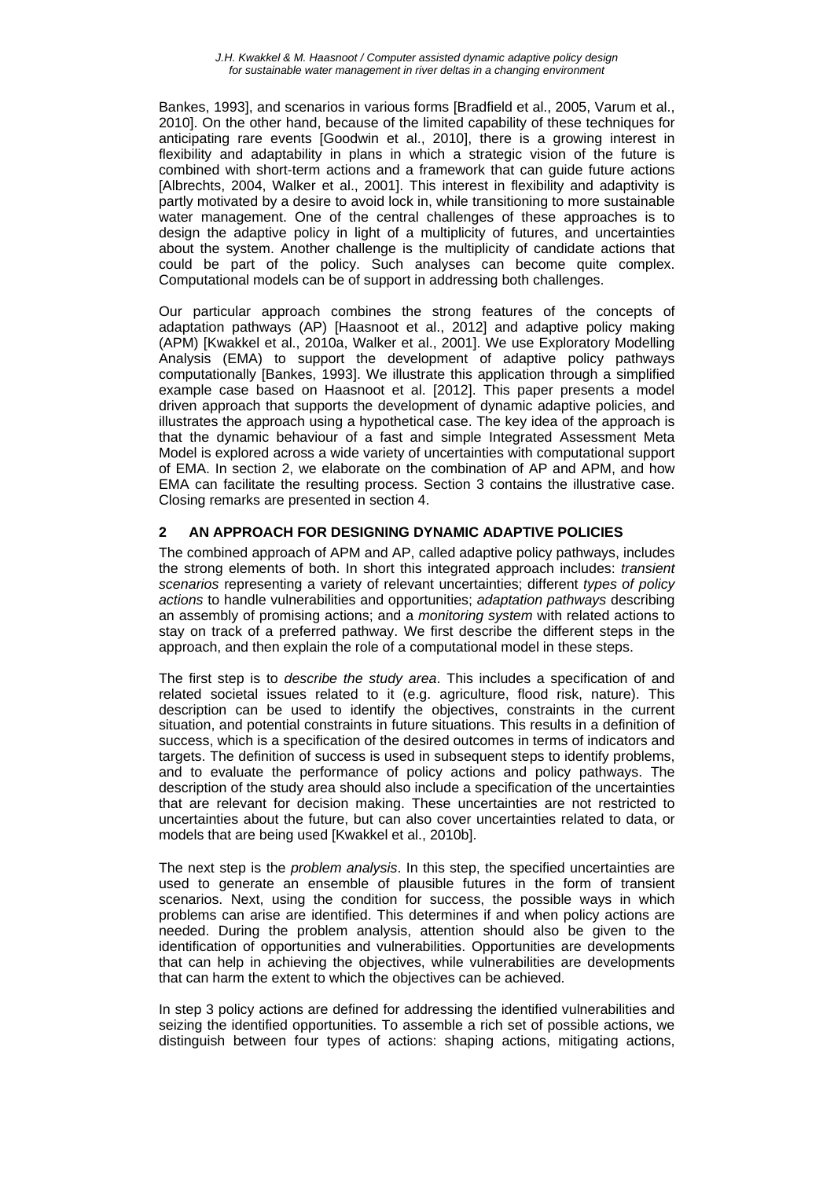Bankes, 1993], and scenarios in various forms [Bradfield et al., 2005, Varum et al., 2010]. On the other hand, because of the limited capability of these techniques for anticipating rare events [Goodwin et al., 2010], there is a growing interest in flexibility and adaptability in plans in which a strategic vision of the future is combined with short-term actions and a framework that can guide future actions [Albrechts, 2004, Walker et al., 2001]. This interest in flexibility and adaptivity is partly motivated by a desire to avoid lock in, while transitioning to more sustainable water management. One of the central challenges of these approaches is to design the adaptive policy in light of a multiplicity of futures, and uncertainties about the system. Another challenge is the multiplicity of candidate actions that could be part of the policy. Such analyses can become quite complex. Computational models can be of support in addressing both challenges.

Our particular approach combines the strong features of the concepts of adaptation pathways (AP) [Haasnoot et al., 2012] and adaptive policy making (APM) [Kwakkel et al., 2010a, Walker et al., 2001]. We use Exploratory Modelling Analysis (EMA) to support the development of adaptive policy pathways computationally [Bankes, 1993]. We illustrate this application through a simplified example case based on Haasnoot et al. [2012]. This paper presents a model driven approach that supports the development of dynamic adaptive policies, and illustrates the approach using a hypothetical case. The key idea of the approach is that the dynamic behaviour of a fast and simple Integrated Assessment Meta Model is explored across a wide variety of uncertainties with computational support of EMA. In section 2, we elaborate on the combination of AP and APM, and how EMA can facilitate the resulting process. Section 3 contains the illustrative case. Closing remarks are presented in section 4.

## 2 AN APPROACH FOR DESIGNING DYNAMIC ADAPTIVE POLICIES

The combined approach of APM and AP, called adaptive policy pathways, includes the strong elements of both. In short this integrated approach includes: *transient scenarios* representing a variety of relevant uncertainties; different *types of policy actions* to handle vulnerabilities and opportunities; *adaptation pathways* describing an assembly of promising actions; and a *monitoring system* with related actions to stay on track of a preferred pathway. We first describe the different steps in the approach, and then explain the role of a computational model in these steps.

The first step is to *describe the study area*. This includes a specification of and related societal issues related to it (e.g. agriculture, flood risk, nature). This description can be used to identify the objectives, constraints in the current situation, and potential constraints in future situations. This results in a definition of success, which is a specification of the desired outcomes in terms of indicators and targets. The definition of success is used in subsequent steps to identify problems, and to evaluate the performance of policy actions and policy pathways. The description of the study area should also include a specification of the uncertainties that are relevant for decision making. These uncertainties are not restricted to uncertainties about the future, but can also cover uncertainties related to data, or models that are being used [Kwakkel et al., 2010b].

The next step is the *problem analysis*. In this step, the specified uncertainties are used to generate an ensemble of plausible futures in the form of transient scenarios. Next, using the condition for success, the possible ways in which problems can arise are identified. This determines if and when policy actions are needed. During the problem analysis, attention should also be given to the identification of opportunities and vulnerabilities. Opportunities are developments that can help in achieving the objectives, while vulnerabilities are developments that can harm the extent to which the objectives can be achieved.

In step 3 policy actions are defined for addressing the identified vulnerabilities and seizing the identified opportunities. To assemble a rich set of possible actions, we distinguish between four types of actions: shaping actions, mitigating actions,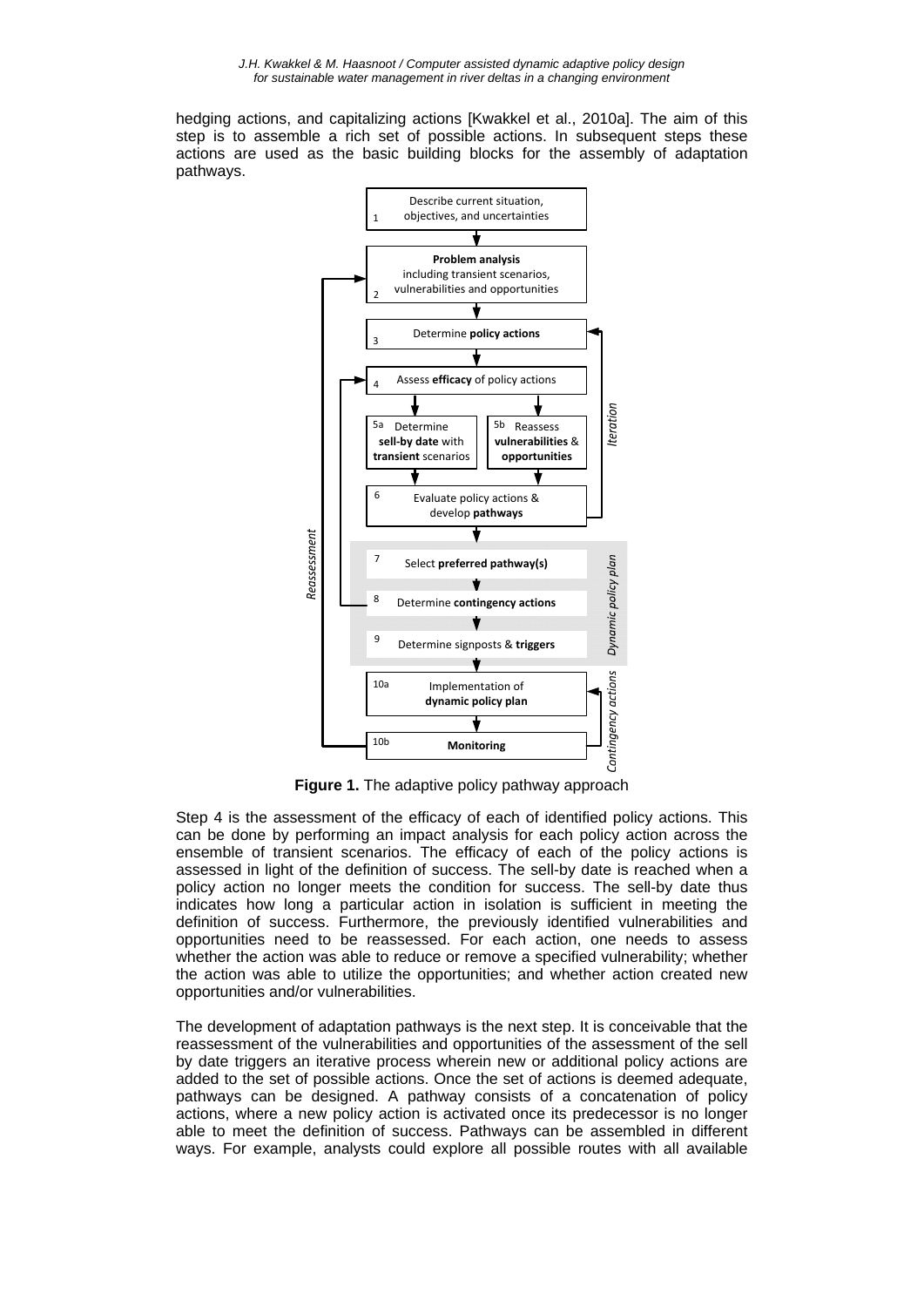hedging actions, and capitalizing actions [Kwakkel et al., 2010a]. The aim of this step is to assemble a rich set of possible actions. In subsequent steps these actions are used as the basic building blocks for the assembly of adaptation pathways.

**Figure 1.** The adaptive policy pathway approach

Step 4 is the assessment of the efficacy of each of identified policy actions. This can be done by performing an impact analysis for each policy action across the ensemble of transient scenarios. The efficacy of each of the policy actions is assessed in light of the definition of success. The sell-by date is reached when a policy action no longer meets the condition for success. The sell-by date thus indicates how long a particular action in isolation is sufficient in meeting the definition of success. Furthermore, the previously identified vulnerabilities and opportunities need to be reassessed. For each action, one needs to assess whether the action was able to reduce or remove a specified vulnerability; whether the action was able to utilize the opportunities; and whether action created new opportunities and/or vulnerabilities.

The development of adaptation pathways is the next step. It is conceivable that the reassessment of the vulnerabilities and opportunities of the assessment of the sell by date triggers an iterative process wherein new or additional policy actions are added to the set of possible actions. Once the set of actions is deemed adequate, pathways can be designed. A pathway consists of a concatenation of policy actions, where a new policy action is activated once its predecessor is no longer able to meet the definition of success. Pathways can be assembled in different ways. For example, analysts could explore all possible routes with all available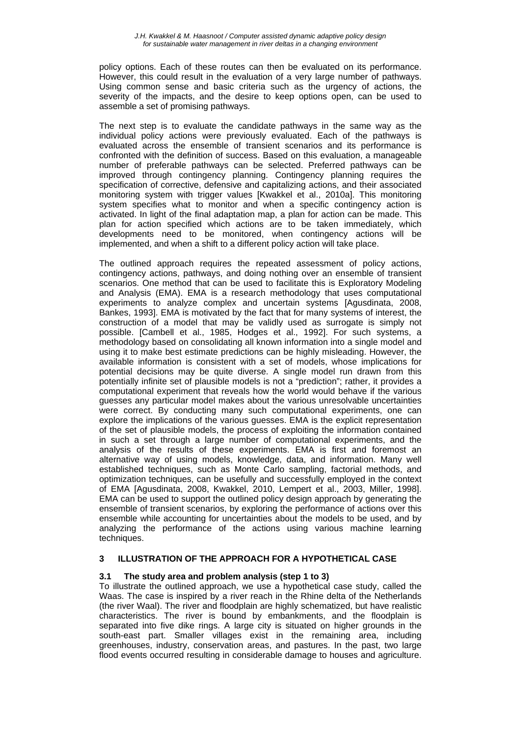policy options. Each of these routes can then be evaluated on its performance. However, this could result in the evaluation of a very large number of pathways. Using common sense and basic criteria such as the urgency of actions, the severity of the impacts, and the desire to keep options open, can be used to assemble a set of promising pathways.

The next step is to evaluate the candidate pathways in the same way as the individual policy actions were previously evaluated. Each of the pathways is evaluated across the ensemble of transient scenarios and its performance is confronted with the definition of success. Based on this evaluation, a manageable number of preferable pathways can be selected. Preferred pathways can be improved through contingency planning. Contingency planning requires the specification of corrective, defensive and capitalizing actions, and their associated monitoring system with trigger values [Kwakkel et al., 2010a]. This monitoring system specifies what to monitor and when a specific contingency action is activated. In light of the final adaptation map, a plan for action can be made. This plan for action specified which actions are to be taken immediately, which developments need to be monitored, when contingency actions will be implemented, and when a shift to a different policy action will take place.

The outlined approach requires the repeated assessment of policy actions, contingency actions, pathways, and doing nothing over an ensemble of transient scenarios. One method that can be used to facilitate this is Exploratory Modeling and Analysis (EMA). EMA is a research methodology that uses computational experiments to analyze complex and uncertain systems [Agusdinata, 2008, Bankes, 1993]. EMA is motivated by the fact that for many systems of interest, the construction of a model that may be validly used as surrogate is simply not possible. [Cambell et al., 1985, Hodges et al., 1992]. For such systems, a methodology based on consolidating all known information into a single model and using it to make best estimate predictions can be highly misleading. However, the available information is consistent with a set of models, whose implications for potential decisions may be quite diverse. A single model run drawn from this potentially infinite set of plausible models is not a "prediction"; rather, it provides a computational experiment that reveals how the world would behave if the various guesses any particular model makes about the various unresolvable uncertainties were correct. By conducting many such computational experiments, one can explore the implications of the various guesses. EMA is the explicit representation of the set of plausible models, the process of exploiting the information contained in such a set through a large number of computational experiments, and the analysis of the results of these experiments. EMA is first and foremost an alternative way of using models, knowledge, data, and information. Many well established techniques, such as Monte Carlo sampling, factorial methods, and optimization techniques, can be usefully and successfully employed in the context of EMA [Agusdinata, 2008, Kwakkel, 2010, Lempert et al., 2003, Miller, 1998]. EMA can be used to support the outlined policy design approach by generating the ensemble of transient scenarios, by exploring the performance of actions over this ensemble while accounting for uncertainties about the models to be used, and by analyzing the performance of the actions using various machine learning techniques.

## 3 ILLUSTRATION OF THE APPROACH FOR A HYPOTHETICAL CASE

### 3.1 The study area and problem analysis (step 1 to 3)

To illustrate the outlined approach, we use a hypothetical case study, called the Waas. The case is inspired by a river reach in the Rhine delta of the Netherlands (the river Waal). The river and floodplain are highly schematized, but have realistic characteristics. The river is bound by embankments, and the floodplain is separated into five dike rings. A large city is situated on higher grounds in the south-east part. Smaller villages exist in the remaining area, including greenhouses, industry, conservation areas, and pastures. In the past, two large flood events occurred resulting in considerable damage to houses and agriculture.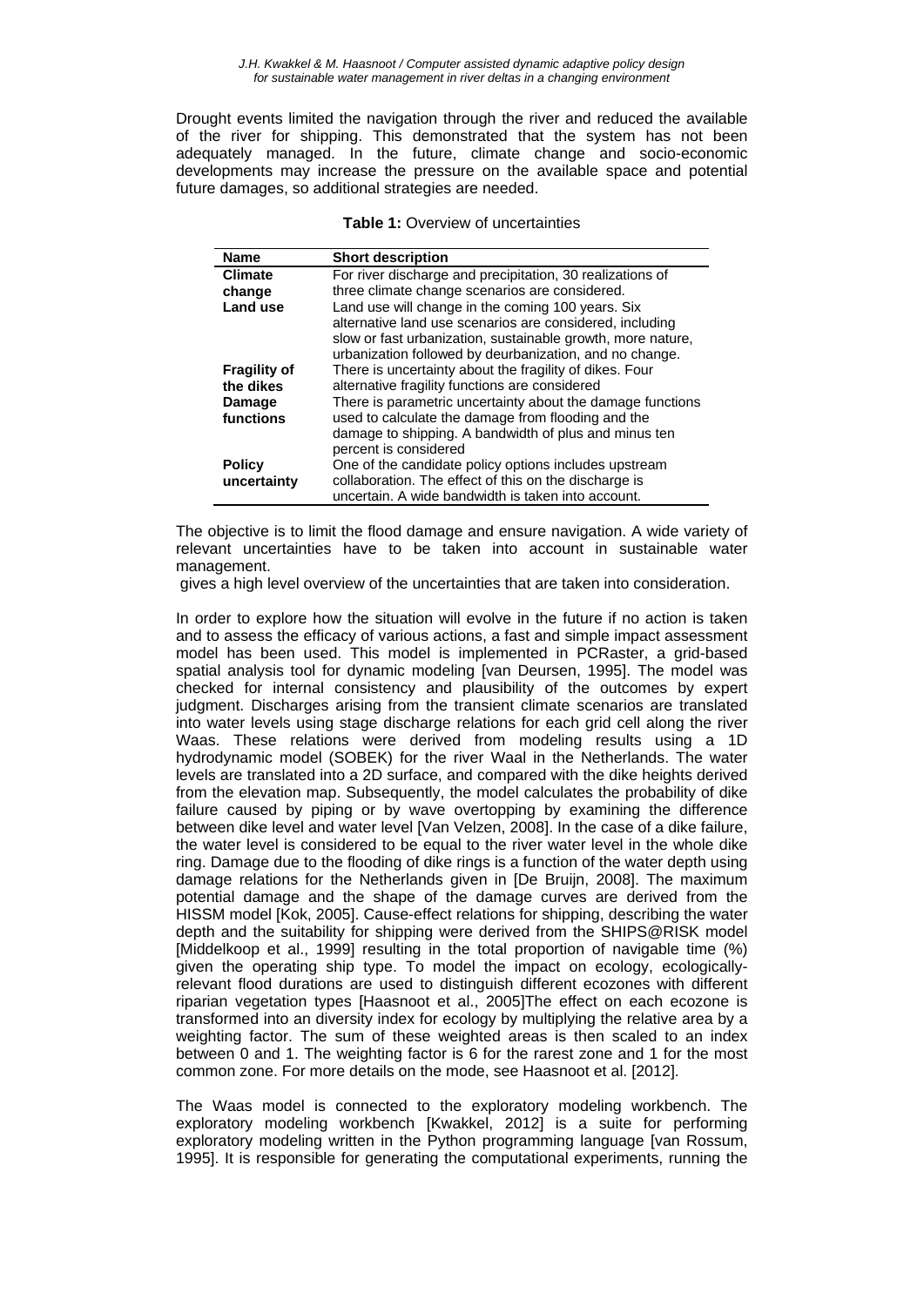Drought events limited the navigation through the river and reduced the available of the river for shipping. This demonstrated that the system has not been adequately managed. In the future, climate change and socio-economic developments may increase the pressure on the available space and potential future damages, so additional strategies are needed.

**Table 1:** Overview of uncertainties

| Name | Short description |
|---|---|
| **Climate change** | For river discharge and precipitation, 30 realizations of three climate change scenarios are considered. |
| **Land use** | Land use will change in the coming 100 years. Six alternative land use scenarios are considered, including slow or fast urbanization, sustainable growth, more nature, urbanization followed by deurbanization, and no change. |
| **Fragility of the dikes** | There is uncertainty about the fragility of dikes. Four alternative fragility functions are considered |
| **Damage functions** | There is parametric uncertainty about the damage functions used to calculate the damage from flooding and the damage to shipping. A bandwidth of plus and minus ten percent is considered |
| **Policy uncertainty** | One of the candidate policy options includes upstream collaboration. The effect of this on the discharge is uncertain. A wide bandwidth is taken into account. |

The objective is to limit the flood damage and ensure navigation. A wide variety of relevant uncertainties have to be taken into account in sustainable water management.
 gives a high level overview of the uncertainties that are taken into consideration.

In order to explore how the situation will evolve in the future if no action is taken and to assess the efficacy of various actions, a fast and simple impact assessment model has been used. This model is implemented in PCRaster, a grid-based spatial analysis tool for dynamic modeling [van Deursen, 1995]. The model was checked for internal consistency and plausibility of the outcomes by expert judgment. Discharges arising from the transient climate scenarios are translated into water levels using stage discharge relations for each grid cell along the river Waas. These relations were derived from modeling results using a 1D hydrodynamic model (SOBEK) for the river Waal in the Netherlands. The water levels are translated into a 2D surface, and compared with the dike heights derived from the elevation map. Subsequently, the model calculates the probability of dike failure caused by piping or by wave overtopping by examining the difference between dike level and water level [Van Velzen, 2008]. In the case of a dike failure, the water level is considered to be equal to the river water level in the whole dike ring. Damage due to the flooding of dike rings is a function of the water depth using damage relations for the Netherlands given in [De Bruijn, 2008]. The maximum potential damage and the shape of the damage curves are derived from the HISSM model [Kok, 2005]. Cause-effect relations for shipping, describing the water depth and the suitability for shipping were derived from the SHIPS@RISK model [Middelkoop et al., 1999] resulting in the total proportion of navigable time (%) given the operating ship type. To model the impact on ecology, ecologically-relevant flood durations are used to distinguish different ecozones with different riparian vegetation types [Haasnoot et al., 2005]The effect on each ecozone is transformed into an diversity index for ecology by multiplying the relative area by a weighting factor. The sum of these weighted areas is then scaled to an index between 0 and 1. The weighting factor is 6 for the rarest zone and 1 for the most common zone. For more details on the mode, see Haasnoot et al. [2012].

The Waas model is connected to the exploratory modeling workbench. The exploratory modeling workbench [Kwakkel, 2012] is a suite for performing exploratory modeling written in the Python programming language [van Rossum, 1995]. It is responsible for generating the computational experiments, running the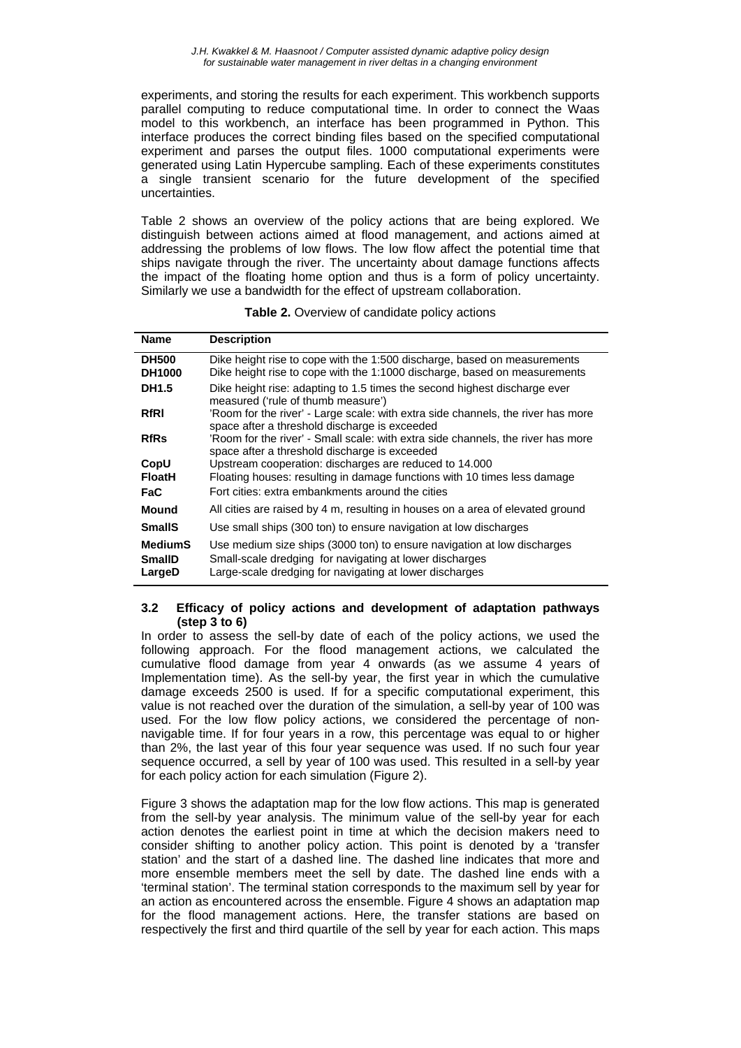experiments, and storing the results for each experiment. This workbench supports parallel computing to reduce computational time. In order to connect the Waas model to this workbench, an interface has been programmed in Python. This interface produces the correct binding files based on the specified computational experiment and parses the output files. 1000 computational experiments were generated using Latin Hypercube sampling. Each of these experiments constitutes a single transient scenario for the future development of the specified uncertainties.

Table 2 shows an overview of the policy actions that are being explored. We distinguish between actions aimed at flood management, and actions aimed at addressing the problems of low flows. The low flow affect the potential time that ships navigate through the river. The uncertainty about damage functions affects the impact of the floating home option and thus is a form of policy uncertainty. Similarly we use a bandwidth for the effect of upstream collaboration.

**Table 2.** Overview of candidate policy actions

| Name | Description |
|---|---|
| **DH500** | Dike height rise to cope with the 1:500 discharge, based on measurements |
| **DH1000** | Dike height rise to cope with the 1:1000 discharge, based on measurements |
| **DH1.5** | Dike height rise: adapting to 1.5 times the second highest discharge ever measured ('rule of thumb measure') |
| **RfRl** | 'Room for the river' - Large scale: with extra side channels, the river has more space after a threshold discharge is exceeded |
| **RfRs** | 'Room for the river' - Small scale: with extra side channels, the river has more space after a threshold discharge is exceeded |
| **CopU** | Upstream cooperation: discharges are reduced to 14.000 |
| **FloatH** | Floating houses: resulting in damage functions with 10 times less damage |
| **FaC** | Fort cities: extra embankments around the cities |
| **Mound** | All cities are raised by 4 m, resulting in houses on a area of elevated ground |
| **SmallS** | Use small ships (300 ton) to ensure navigation at low discharges |
| **MediumS** | Use medium size ships (3000 ton) to ensure navigation at low discharges |
| **SmallD** | Small-scale dredging for navigating at lower discharges |
| **LargeD** | Large-scale dredging for navigating at lower discharges |

### 3.2 Efficacy of policy actions and development of adaptation pathways (step 3 to 6)

In order to assess the sell-by date of each of the policy actions, we used the following approach. For the flood management actions, we calculated the cumulative flood damage from year 4 onwards (as we assume 4 years of Implementation time). As the sell-by year, the first year in which the cumulative damage exceeds 2500 is used. If for a specific computational experiment, this value is not reached over the duration of the simulation, a sell-by year of 100 was used. For the low flow policy actions, we considered the percentage of non-navigable time. If for four years in a row, this percentage was equal to or higher than 2%, the last year of this four year sequence was used. If no such four year sequence occurred, a sell by year of 100 was used. This resulted in a sell-by year for each policy action for each simulation (Figure 2).

Figure 3 shows the adaptation map for the low flow actions. This map is generated from the sell-by year analysis. The minimum value of the sell-by year for each action denotes the earliest point in time at which the decision makers need to consider shifting to another policy action. This point is denoted by a 'transfer station' and the start of a dashed line. The dashed line indicates that more and more ensemble members meet the sell by date. The dashed line ends with a 'terminal station'. The terminal station corresponds to the maximum sell by year for an action as encountered across the ensemble. Figure 4 shows an adaptation map for the flood management actions. Here, the transfer stations are based on respectively the first and third quartile of the sell by year for each action. This maps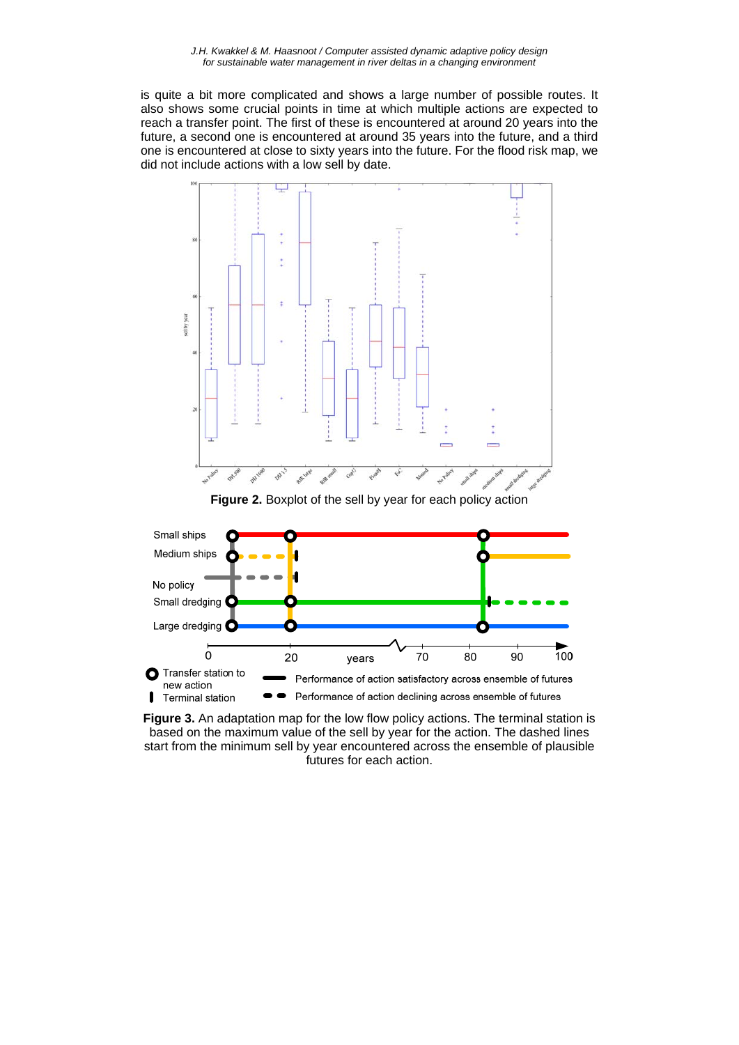is quite a bit more complicated and shows a large number of possible routes. It also shows some crucial points in time at which multiple actions are expected to reach a transfer point. The first of these is encountered at around 20 years into the future, a second one is encountered at around 35 years into the future, and a third one is encountered at close to sixty years into the future. For the flood risk map, we did not include actions with a low sell by date.

**Figure 2.** Boxplot of the sell by year for each policy action

**Figure 3.** An adaptation map for the low flow policy actions. The terminal station is based on the maximum value of the sell by year for the action. The dashed lines start from the minimum sell by year encountered across the ensemble of plausible futures for each action.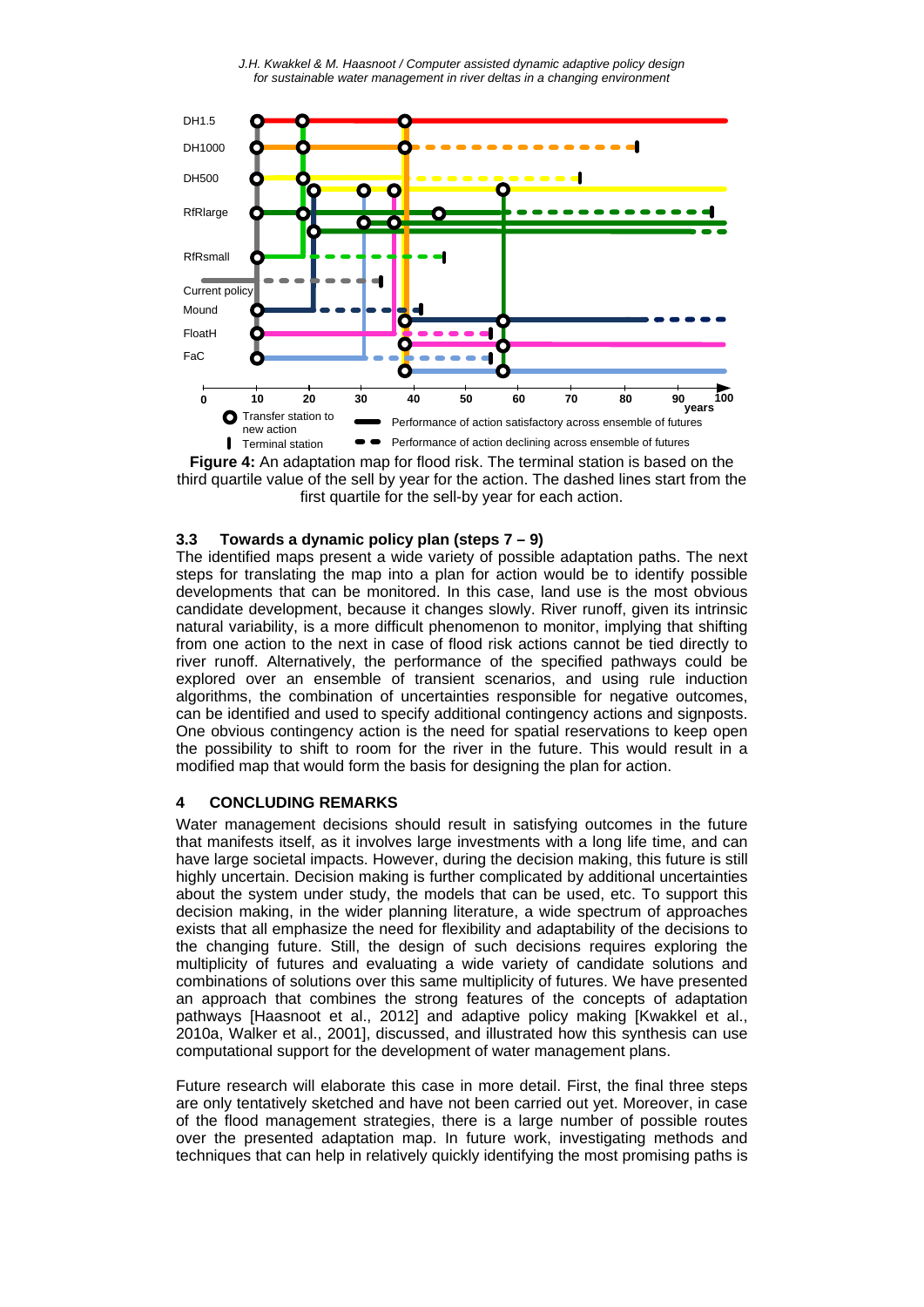**Figure 4:** An adaptation map for flood risk. The terminal station is based on the third quartile value of the sell by year for the action. The dashed lines start from the first quartile for the sell-by year for each action.

### 3.3 Towards a dynamic policy plan (steps 7 – 9)

The identified maps present a wide variety of possible adaptation paths. The next steps for translating the map into a plan for action would be to identify possible developments that can be monitored. In this case, land use is the most obvious candidate development, because it changes slowly. River runoff, given its intrinsic natural variability, is a more difficult phenomenon to monitor, implying that shifting from one action to the next in case of flood risk actions cannot be tied directly to river runoff. Alternatively, the performance of the specified pathways could be explored over an ensemble of transient scenarios, and using rule induction algorithms, the combination of uncertainties responsible for negative outcomes, can be identified and used to specify additional contingency actions and signposts. One obvious contingency action is the need for spatial reservations to keep open the possibility to shift to room for the river in the future. This would result in a modified map that would form the basis for designing the plan for action.

## 4 CONCLUDING REMARKS

Water management decisions should result in satisfying outcomes in the future that manifests itself, as it involves large investments with a long life time, and can have large societal impacts. However, during the decision making, this future is still highly uncertain. Decision making is further complicated by additional uncertainties about the system under study, the models that can be used, etc. To support this decision making, in the wider planning literature, a wide spectrum of approaches exists that all emphasize the need for flexibility and adaptability of the decisions to the changing future. Still, the design of such decisions requires exploring the multiplicity of futures and evaluating a wide variety of candidate solutions and combinations of solutions over this same multiplicity of futures. We have presented an approach that combines the strong features of the concepts of adaptation pathways [Haasnoot et al., 2012] and adaptive policy making [Kwakkel et al., 2010a, Walker et al., 2001], discussed, and illustrated how this synthesis can use computational support for the development of water management plans.

Future research will elaborate this case in more detail. First, the final three steps are only tentatively sketched and have not been carried out yet. Moreover, in case of the flood management strategies, there is a large number of possible routes over the presented adaptation map. In future work, investigating methods and techniques that can help in relatively quickly identifying the most promising paths is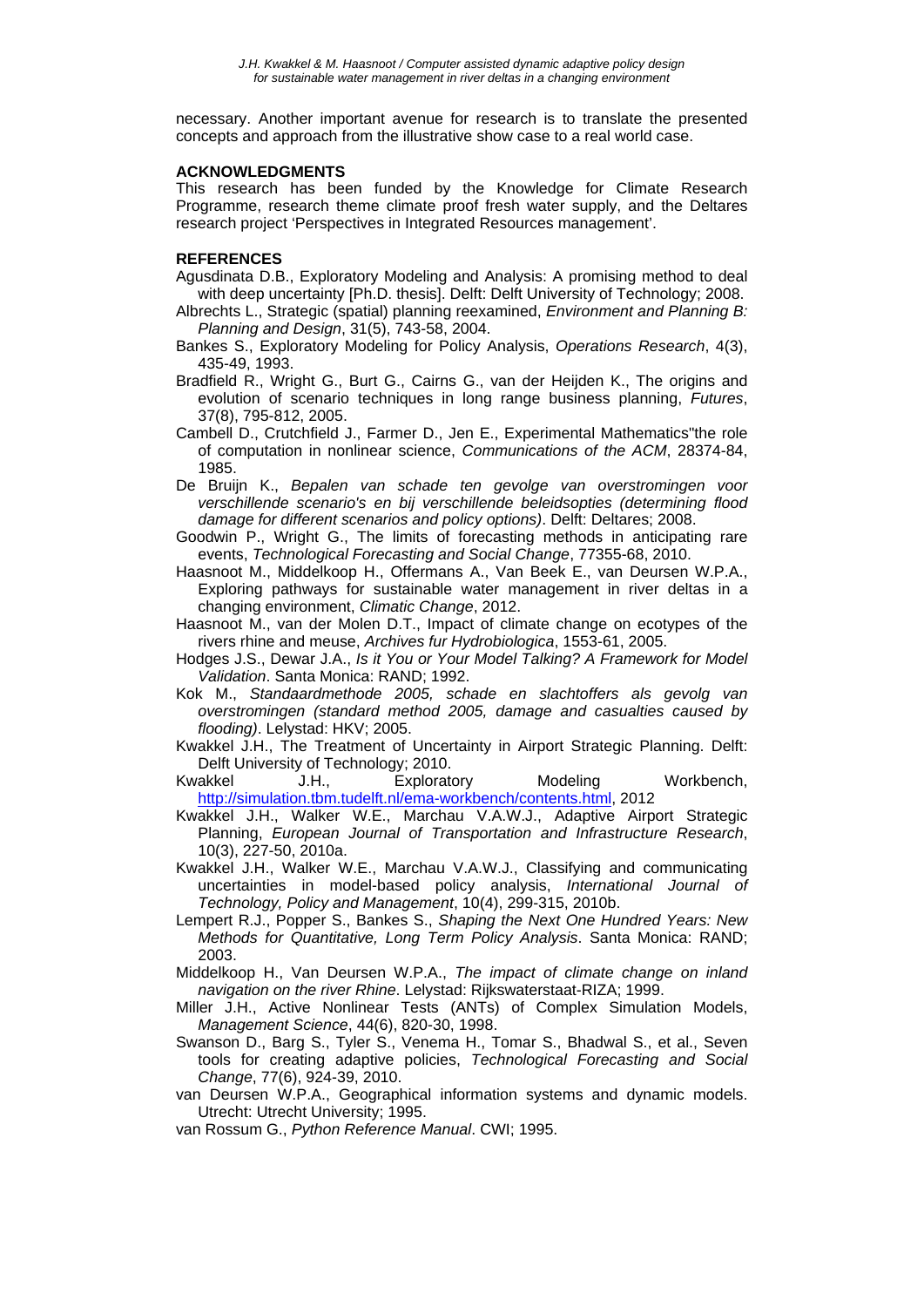necessary. Another important avenue for research is to translate the presented concepts and approach from the illustrative show case to a real world case.

## ACKNOWLEDGMENTS

This research has been funded by the Knowledge for Climate Research Programme, research theme climate proof fresh water supply, and the Deltares research project 'Perspectives in Integrated Resources management'.

## REFERENCES

Agusdinata D.B., Exploratory Modeling and Analysis: A promising method to deal with deep uncertainty [Ph.D. thesis]. Delft: Delft University of Technology; 2008.

Albrechts L., Strategic (spatial) planning reexamined, *Environment and Planning B: Planning and Design*, 31(5), 743-58, 2004.

Bankes S., Exploratory Modeling for Policy Analysis, *Operations Research*, 4(3), 435-49, 1993.

Bradfield R., Wright G., Burt G., Cairns G., van der Heijden K., The origins and evolution of scenario techniques in long range business planning, *Futures*, 37(8), 795-812, 2005.

Cambell D., Crutchfield J., Farmer D., Jen E., Experimental Mathematics"the role of computation in nonlinear science, *Communications of the ACM*, 28374-84, 1985.

De Bruijn K., *Bepalen van schade ten gevolge van overstromingen voor verschillende scenario's en bij verschillende beleidsopties (determining flood damage for different scenarios and policy options)*. Delft: Deltares; 2008.

Goodwin P., Wright G., The limits of forecasting methods in anticipating rare events, *Technological Forecasting and Social Change*, 77355-68, 2010.

Haasnoot M., Middelkoop H., Offermans A., Van Beek E., van Deursen W.P.A., Exploring pathways for sustainable water management in river deltas in a changing environment, *Climatic Change*, 2012.

Haasnoot M., van der Molen D.T., Impact of climate change on ecotypes of the rivers rhine and meuse, *Archives fur Hydrobiologica*, 1553-61, 2005.

Hodges J.S., Dewar J.A., *Is it You or Your Model Talking? A Framework for Model Validation*. Santa Monica: RAND; 1992.

Kok M., *Standaardmethode 2005, schade en slachtoffers als gevolg van overstromingen (standard method 2005, damage and casualties caused by flooding)*. Lelystad: HKV; 2005.

Kwakkel J.H., The Treatment of Uncertainty in Airport Strategic Planning. Delft: Delft University of Technology; 2010.

Kwakkel J.H., Exploratory Modeling Workbench, http://simulation.tbm.tudelft.nl/ema-workbench/contents.html, 2012

Kwakkel J.H., Walker W.E., Marchau V.A.W.J., Adaptive Airport Strategic Planning, *European Journal of Transportation and Infrastructure Research*, 10(3), 227-50, 2010a.

Kwakkel J.H., Walker W.E., Marchau V.A.W.J., Classifying and communicating uncertainties in model-based policy analysis, *International Journal of Technology, Policy and Management*, 10(4), 299-315, 2010b.

Lempert R.J., Popper S., Bankes S., *Shaping the Next One Hundred Years: New Methods for Quantitative, Long Term Policy Analysis*. Santa Monica: RAND; 2003.

Middelkoop H., Van Deursen W.P.A., *The impact of climate change on inland navigation on the river Rhine*. Lelystad: Rijkswaterstaat-RIZA; 1999.

Miller J.H., Active Nonlinear Tests (ANTs) of Complex Simulation Models, *Management Science*, 44(6), 820-30, 1998.

Swanson D., Barg S., Tyler S., Venema H., Tomar S., Bhadwal S., et al., Seven tools for creating adaptive policies, *Technological Forecasting and Social Change*, 77(6), 924-39, 2010.

van Deursen W.P.A., Geographical information systems and dynamic models. Utrecht: Utrecht University; 1995.

van Rossum G., *Python Reference Manual*. CWI; 1995.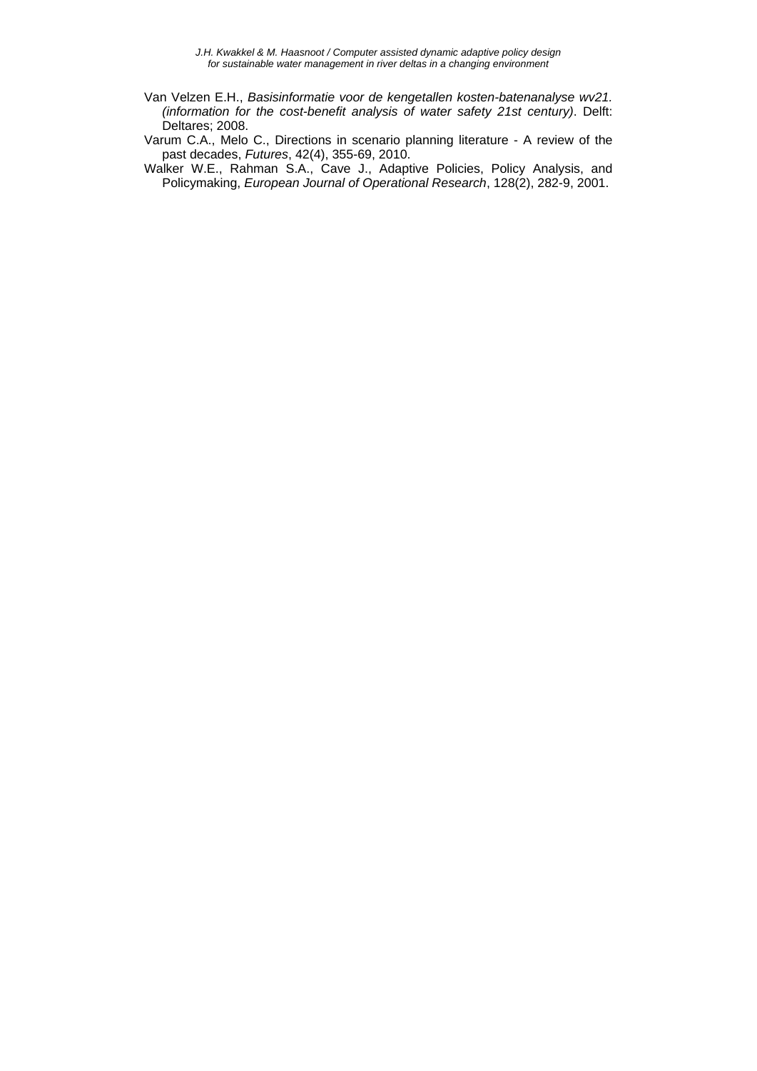Van Velzen E.H., *Basisinformatie voor de kengetallen kosten-batenanalyse wv21. (information for the cost-benefit analysis of water safety 21st century)*. Delft: Deltares; 2008.

Varum C.A., Melo C., Directions in scenario planning literature - A review of the past decades, *Futures*, 42(4), 355-69, 2010.

Walker W.E., Rahman S.A., Cave J., Adaptive Policies, Policy Analysis, and Policymaking, *European Journal of Operational Research*, 128(2), 282-9, 2001.